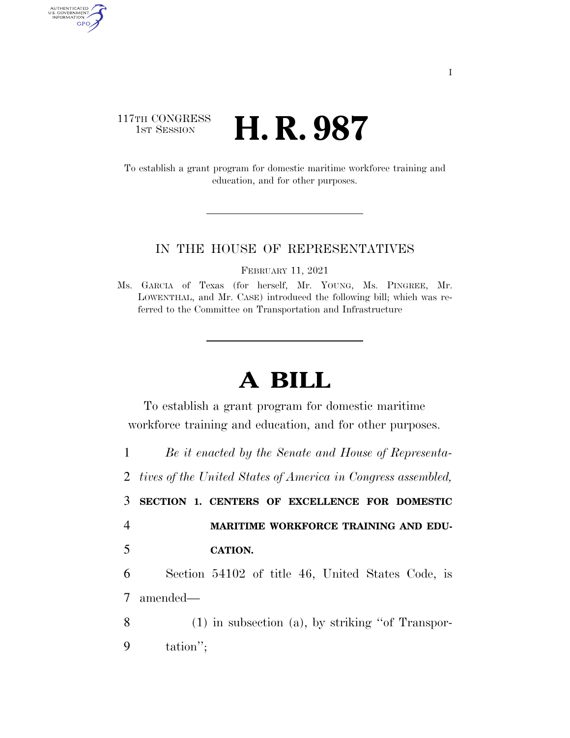117TH CONGRESS
1ST SESSION

# H. R. 987

To establish a grant program for domestic maritime workforce training and education, and for other purposes.

IN THE HOUSE OF REPRESENTATIVES

FEBRUARY 11, 2021

Ms. GARCIA of Texas (for herself, Mr. YOUNG, Ms. PINGREE, Mr. LOWENTHAL, and Mr. CASE) introduced the following bill; which was referred to the Committee on Transportation and Infrastructure

# A BILL

To establish a grant program for domestic maritime workforce training and education, and for other purposes.

1 *Be it enacted by the Senate and House of Representa-*
2 *tives of the United States of America in Congress assembled,*

3 **SECTION 1. CENTERS OF EXCELLENCE FOR DOMESTIC**
4 **MARITIME WORKFORCE TRAINING AND EDU-**
5 **CATION.**

6 Section 54102 of title 46, United States Code, is
7 amended—

8 (1) in subsection (a), by striking ''of Transpor-
9 tation'';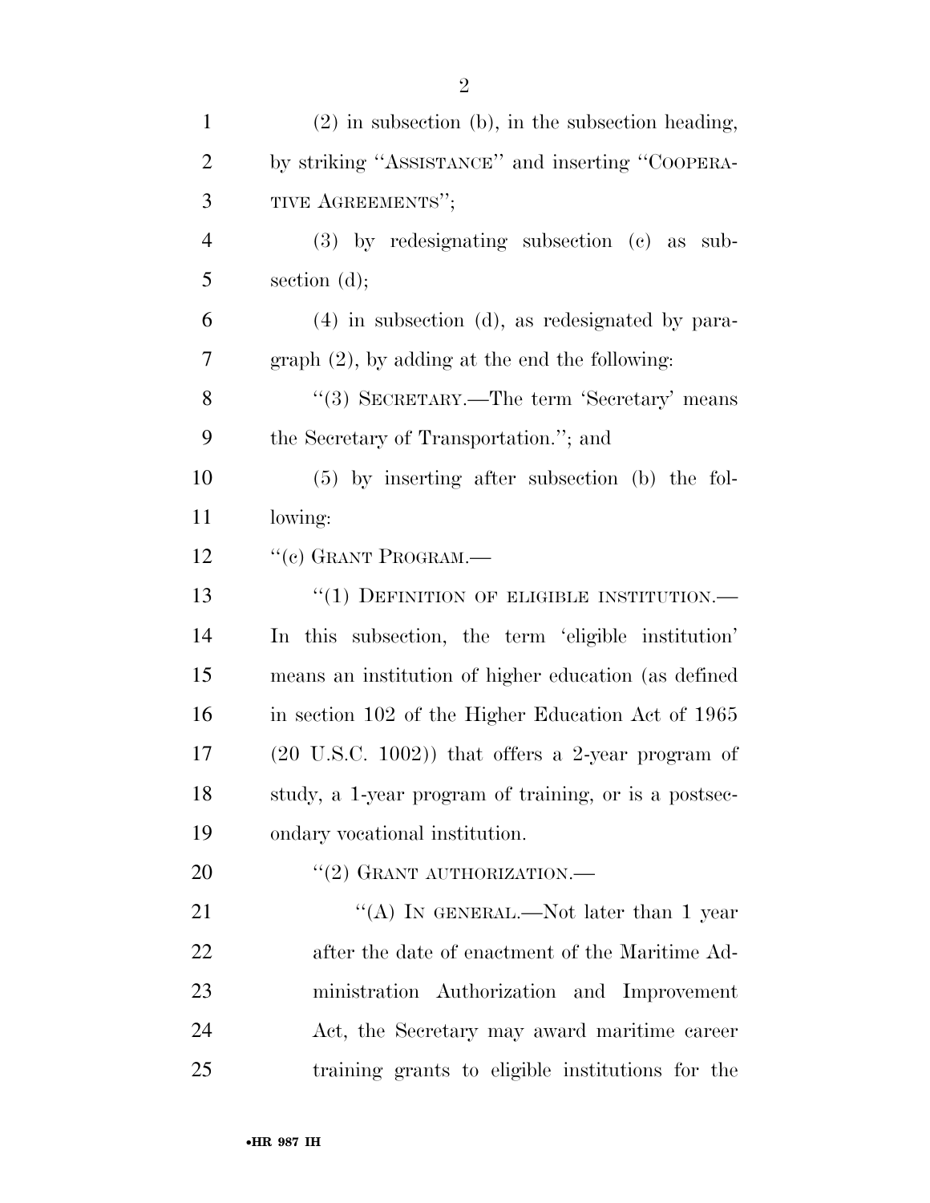(2) in subsection (b), in the subsection heading, by striking "ASSISTANCE" and inserting "COOPERATIVE AGREEMENTS";

(3) by redesignating subsection (c) as subsection (d);

(4) in subsection (d), as redesignated by paragraph (2), by adding at the end the following:

"(3) SECRETARY.—The term 'Secretary' means the Secretary of Transportation."; and

(5) by inserting after subsection (b) the following:

"(c) GRANT PROGRAM.—

"(1) DEFINITION OF ELIGIBLE INSTITUTION.—In this subsection, the term 'eligible institution' means an institution of higher education (as defined in section 102 of the Higher Education Act of 1965 (20 U.S.C. 1002)) that offers a 2-year program of study, a 1-year program of training, or is a postsecondary vocational institution.

"(2) GRANT AUTHORIZATION.—

"(A) IN GENERAL.—Not later than 1 year after the date of enactment of the Maritime Administration Authorization and Improvement Act, the Secretary may award maritime career training grants to eligible institutions for the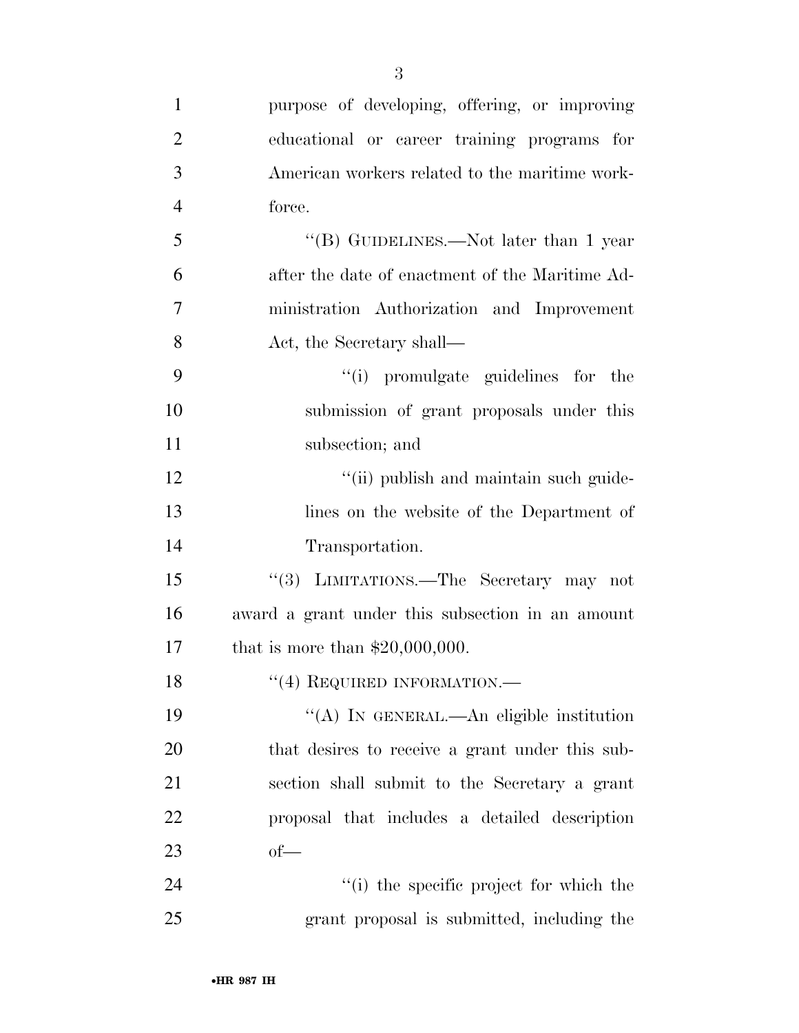purpose of developing, offering, or improving educational or career training programs for American workers related to the maritime workforce.

"(B) GUIDELINES.—Not later than 1 year after the date of enactment of the Maritime Administration Authorization and Improvement Act, the Secretary shall—

"(i) promulgate guidelines for the submission of grant proposals under this subsection; and

"(ii) publish and maintain such guidelines on the website of the Department of Transportation.

"(3) LIMITATIONS.—The Secretary may not award a grant under this subsection in an amount that is more than $20,000,000.

"(4) REQUIRED INFORMATION.—

"(A) IN GENERAL.—An eligible institution that desires to receive a grant under this subsection shall submit to the Secretary a grant proposal that includes a detailed description of—

"(i) the specific project for which the grant proposal is submitted, including the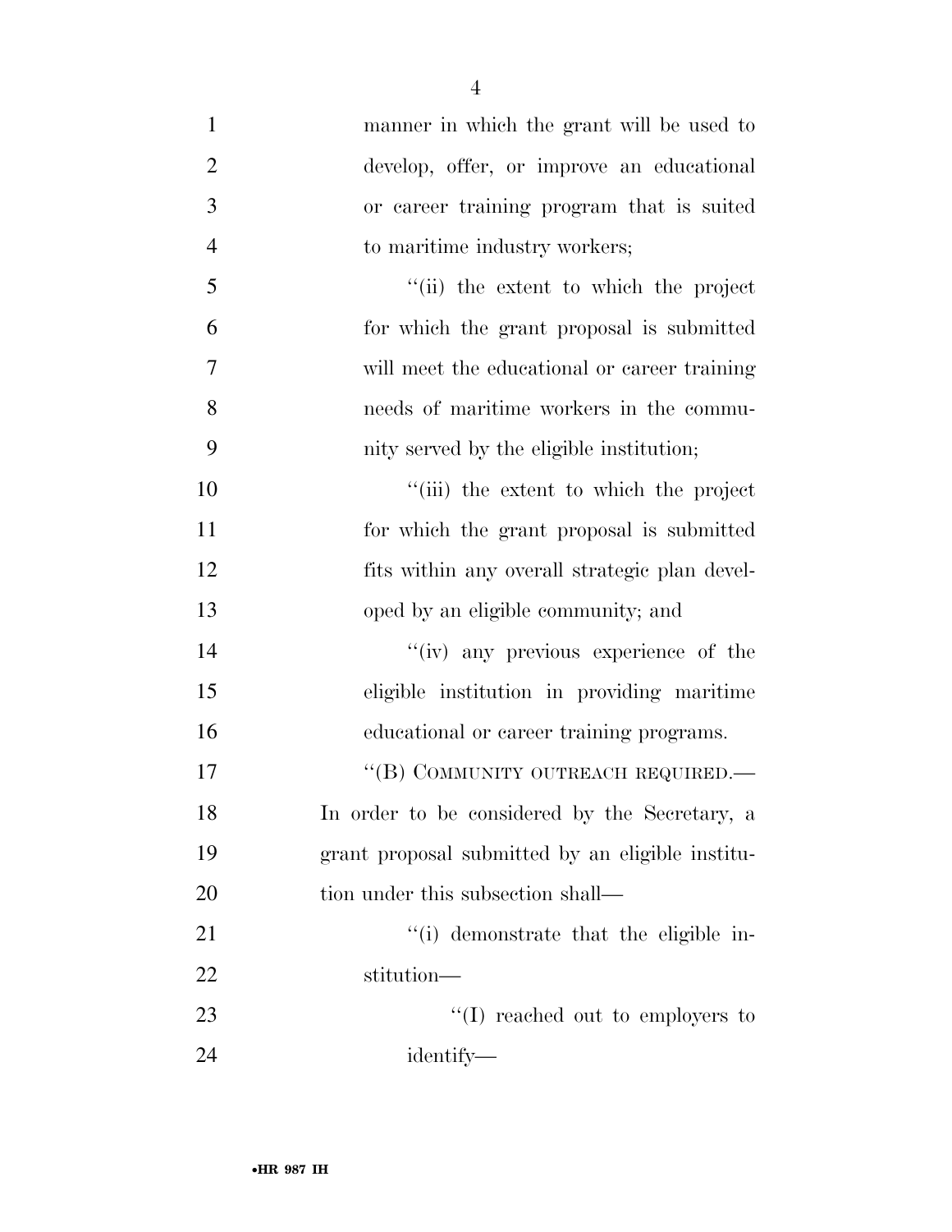manner in which the grant will be used to develop, offer, or improve an educational or career training program that is suited to maritime industry workers;

''(ii) the extent to which the project for which the grant proposal is submitted will meet the educational or career training needs of maritime workers in the community served by the eligible institution;

''(iii) the extent to which the project for which the grant proposal is submitted fits within any overall strategic plan developed by an eligible community; and

''(iv) any previous experience of the eligible institution in providing maritime educational or career training programs.

''(B) COMMUNITY OUTREACH REQUIRED.— In order to be considered by the Secretary, a grant proposal submitted by an eligible institution under this subsection shall—

''(i) demonstrate that the eligible institution—

''(I) reached out to employers to identify—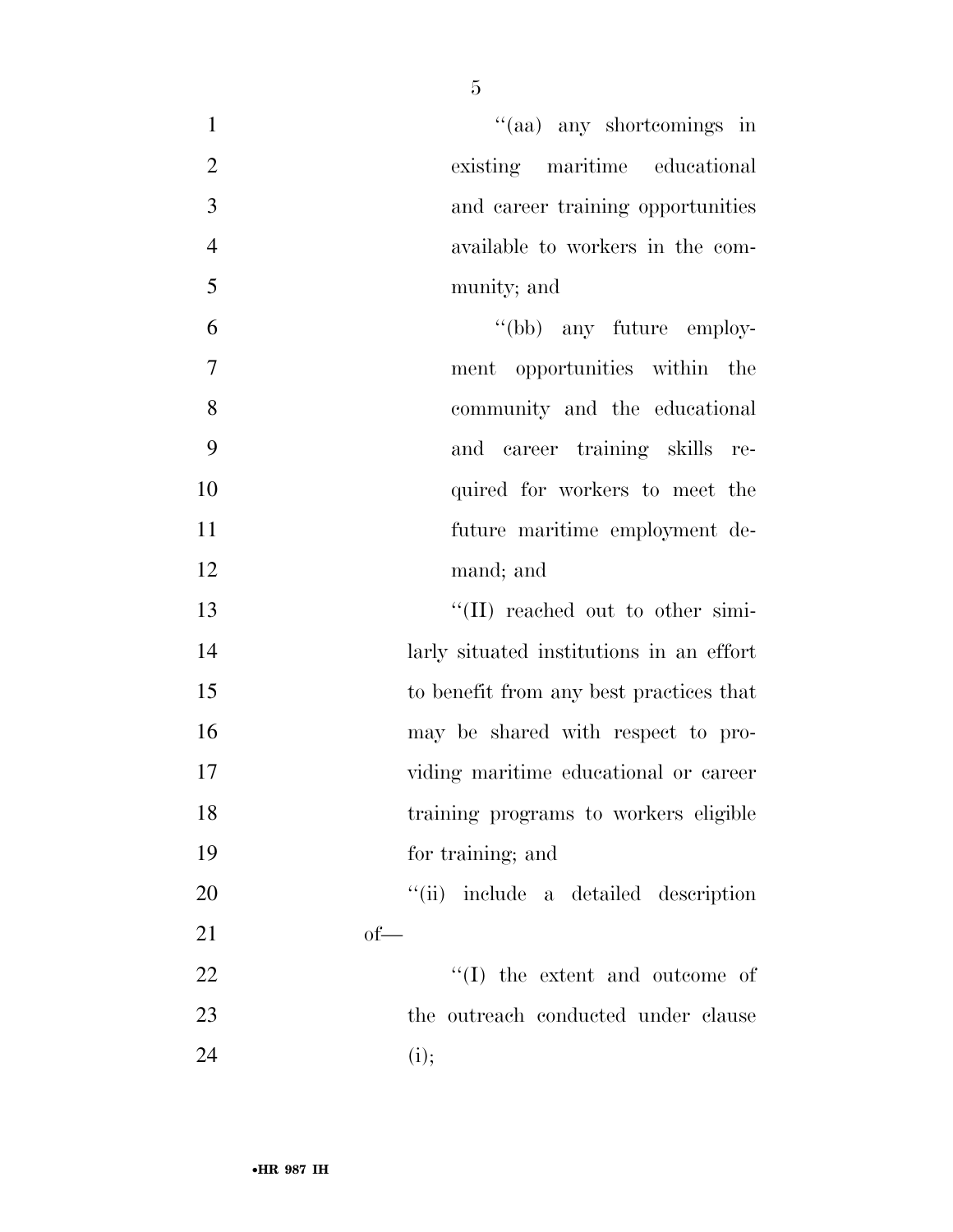"(aa) any shortcomings in existing maritime educational and career training opportunities available to workers in the community; and

"(bb) any future employment opportunities within the community and the educational and career training skills required for workers to meet the future maritime employment demand; and

"(II) reached out to other similarly situated institutions in an effort to benefit from any best practices that may be shared with respect to providing maritime educational or career training programs to workers eligible for training; and

"(ii) include a detailed description of—

"(I) the extent and outcome of the outreach conducted under clause (i);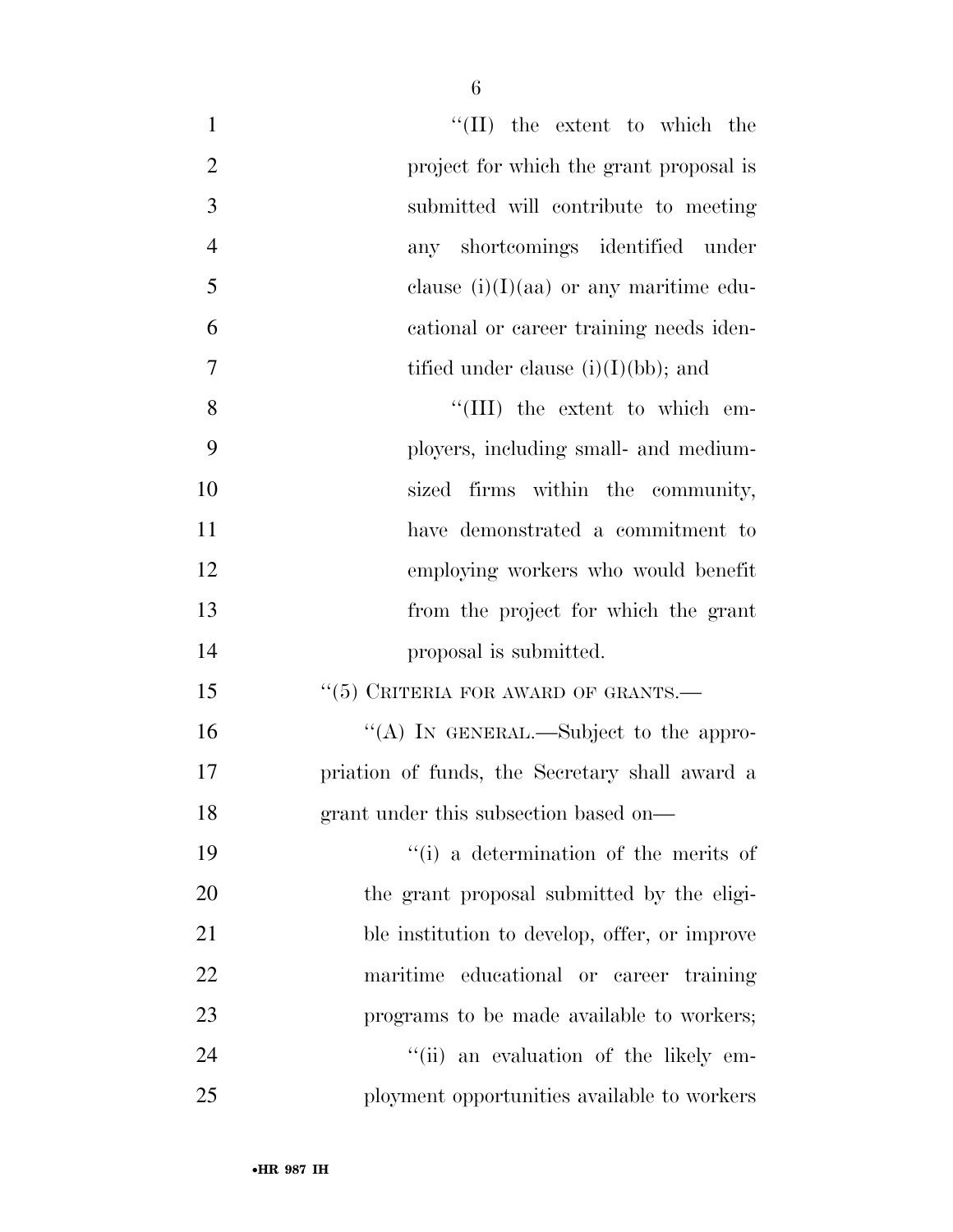"(II) the extent to which the project for which the grant proposal is submitted will contribute to meeting any shortcomings identified under clause (i)(I)(aa) or any maritime educational or career training needs identified under clause (i)(I)(bb); and

"(III) the extent to which employers, including small- and medium-sized firms within the community, have demonstrated a commitment to employing workers who would benefit from the project for which the grant proposal is submitted.

"(5) CRITERIA FOR AWARD OF GRANTS.—

"(A) IN GENERAL.—Subject to the appropriation of funds, the Secretary shall award a grant under this subsection based on—

"(i) a determination of the merits of the grant proposal submitted by the eligible institution to develop, offer, or improve maritime educational or career training programs to be made available to workers;

"(ii) an evaluation of the likely employment opportunities available to workers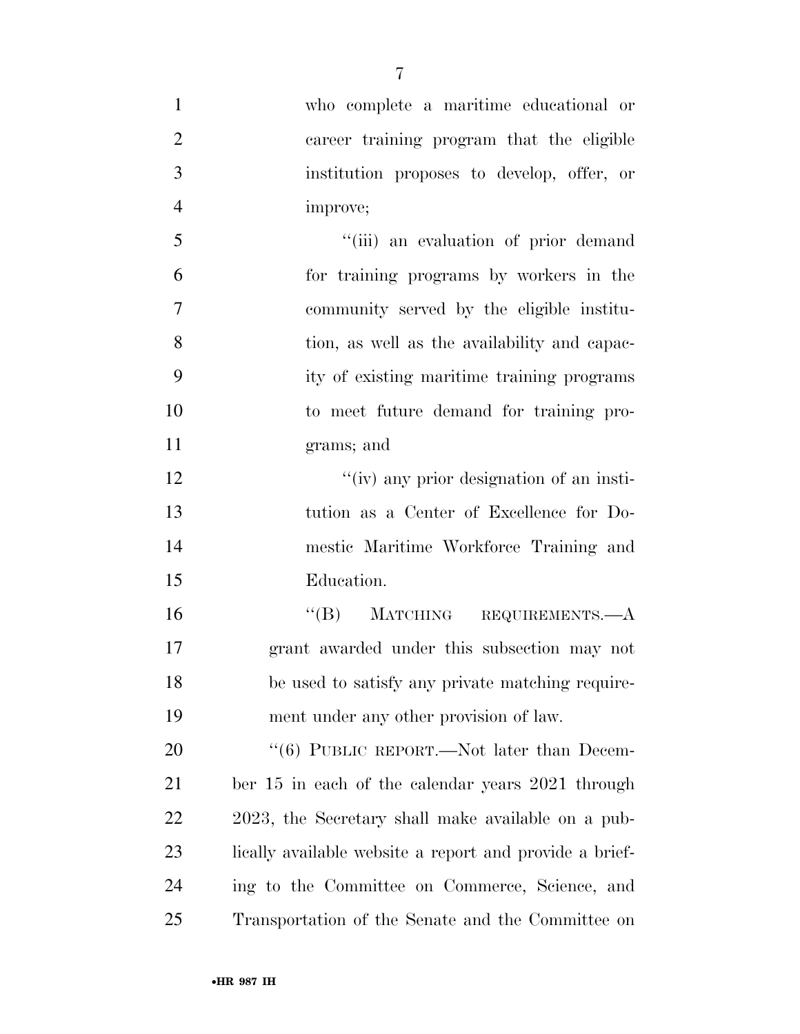who complete a maritime educational or career training program that the eligible institution proposes to develop, offer, or improve;

"(iii) an evaluation of prior demand for training programs by workers in the community served by the eligible institution, as well as the availability and capacity of existing maritime training programs to meet future demand for training programs; and

"(iv) any prior designation of an institution as a Center of Excellence for Domestic Maritime Workforce Training and Education.

"(B) MATCHING REQUIREMENTS.—A grant awarded under this subsection may not be used to satisfy any private matching requirement under any other provision of law.

"(6) PUBLIC REPORT.—Not later than December 15 in each of the calendar years 2021 through 2023, the Secretary shall make available on a publically available website a report and provide a briefing to the Committee on Commerce, Science, and Transportation of the Senate and the Committee on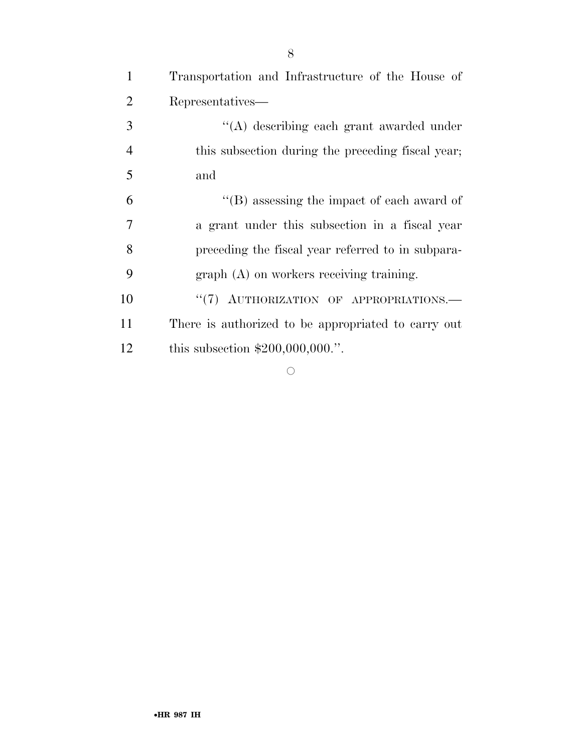Transportation and Infrastructure of the House of Representatives—

"(A) describing each grant awarded under this subsection during the preceding fiscal year; and

"(B) assessing the impact of each award of a grant under this subsection in a fiscal year preceding the fiscal year referred to in subparagraph (A) on workers receiving training.

"(7) AUTHORIZATION OF APPROPRIATIONS.—There is authorized to be appropriated to carry out this subsection $200,000,000.".